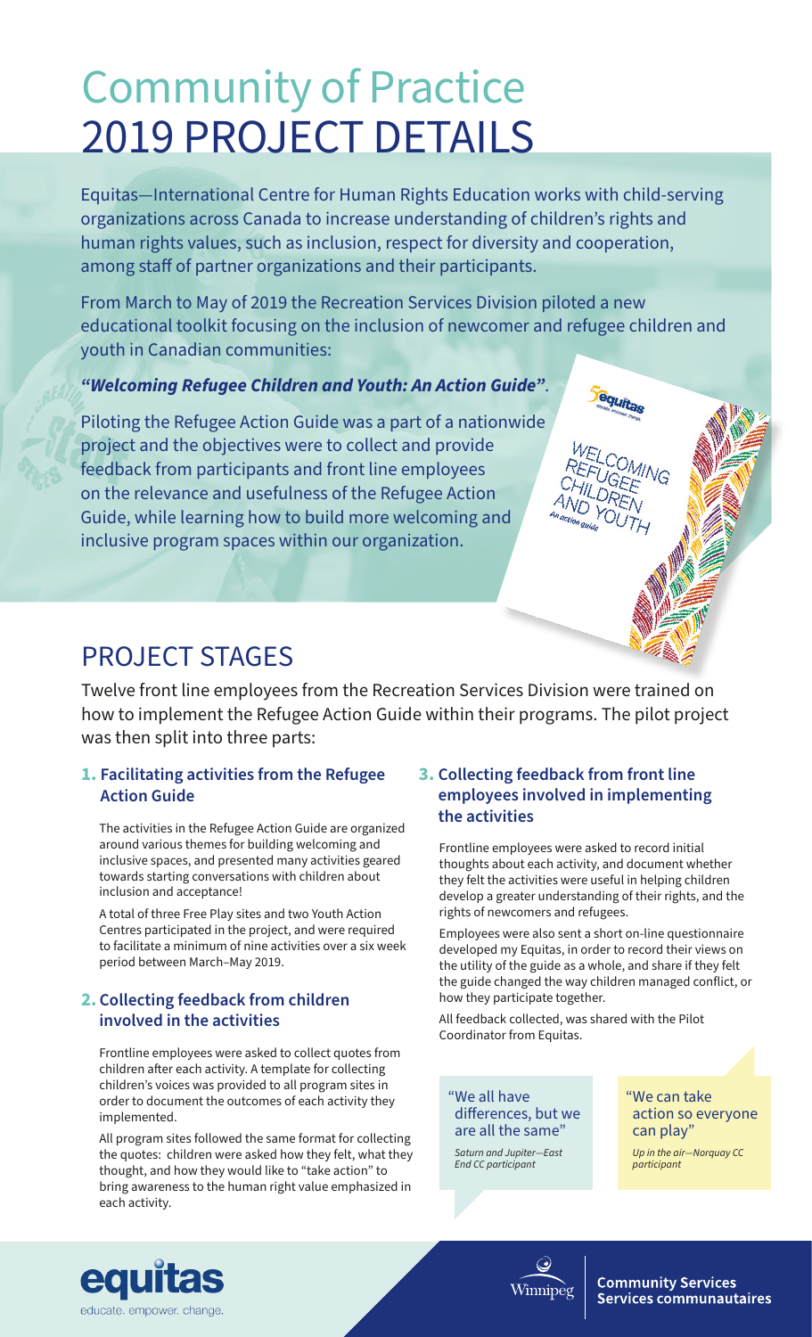# Community of Practice
# 2019 PROJECT DETAILS

Equitas—International Centre for Human Rights Education works with child-serving organizations across Canada to increase understanding of children's rights and human rights values, such as inclusion, respect for diversity and cooperation, among staff of partner organizations and their participants.

From March to May of 2019 the Recreation Services Division piloted a new educational toolkit focusing on the inclusion of newcomer and refugee children and youth in Canadian communities:

***"Welcoming Refugee Children and Youth: An Action Guide"***.

Piloting the Refugee Action Guide was a part of a nationwide project and the objectives were to collect and provide feedback from participants and front line employees on the relevance and usefulness of the Refugee Action Guide, while learning how to build more welcoming and inclusive program spaces within our organization.

## PROJECT STAGES

Twelve front line employees from the Recreation Services Division were trained on how to implement the Refugee Action Guide within their programs. The pilot project was then split into three parts:

### 1. Facilitating activities from the Refugee Action Guide

The activities in the Refugee Action Guide are organized around various themes for building welcoming and inclusive spaces, and presented many activities geared towards starting conversations with children about inclusion and acceptance!

A total of three Free Play sites and two Youth Action Centres participated in the project, and were required to facilitate a minimum of nine activities over a six week period between March–May 2019.

### 2. Collecting feedback from children involved in the activities

Frontline employees were asked to collect quotes from children after each activity. A template for collecting children's voices was provided to all program sites in order to document the outcomes of each activity they implemented.

All program sites followed the same format for collecting the quotes: children were asked how they felt, what they thought, and how they would like to "take action" to bring awareness to the human right value emphasized in each activity.

### 3. Collecting feedback from front line employees involved in implementing the activities

Frontline employees were asked to record initial thoughts about each activity, and document whether they felt the activities were useful in helping children develop a greater understanding of their rights, and the rights of newcomers and refugees.

Employees were also sent a short on-line questionnaire developed my Equitas, in order to record their views on the utility of the guide as a whole, and share if they felt the guide changed the way children managed conflict, or how they participate together.

All feedback collected, was shared with the Pilot Coordinator from Equitas.

"We all have differences, but we are all the same"

*Saturn and Jupiter—East End CC participant*

"We can take action so everyone can play"

*Up in the air—Norquay CC participant*

equitas
educate. empower. change.

Winnipeg

**Community Services**
**Services communautaires**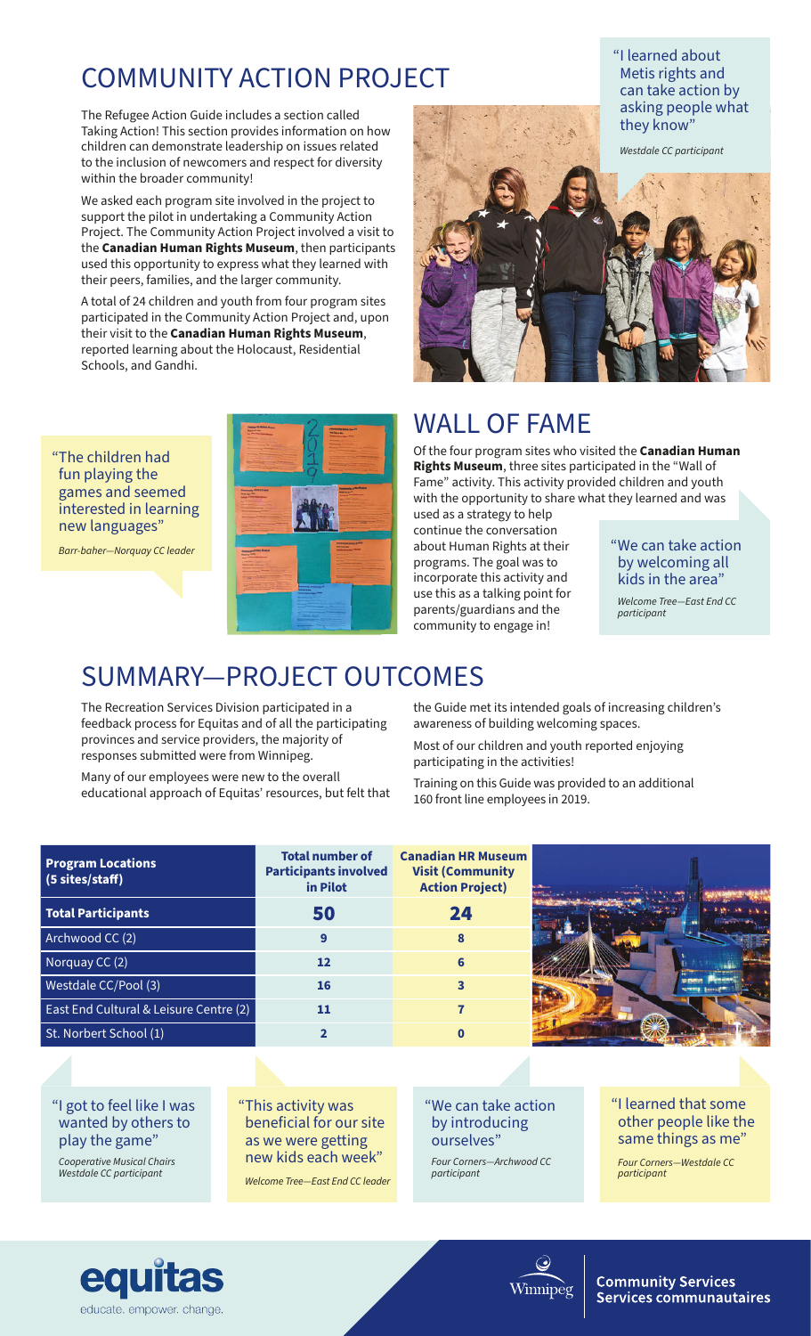## COMMUNITY ACTION PROJECT

The Refugee Action Guide includes a section called Taking Action! This section provides information on how children can demonstrate leadership on issues related to the inclusion of newcomers and respect for diversity within the broader community!

We asked each program site involved in the project to support the pilot in undertaking a Community Action Project. The Community Action Project involved a visit to the **Canadian Human Rights Museum**, then participants used this opportunity to express what they learned with their peers, families, and the larger community.

A total of 24 children and youth from four program sites participated in the Community Action Project and, upon their visit to the **Canadian Human Rights Museum**, reported learning about the Holocaust, Residential Schools, and Gandhi.

"I learned about Metis rights and can take action by asking people what they know"

*Westdale CC participant*

"The children had fun playing the games and seemed interested in learning new languages"

*Barr-baher—Norquay CC leader*

## WALL OF FAME

Of the four program sites who visited the **Canadian Human Rights Museum**, three sites participated in the "Wall of Fame" activity. This activity provided children and youth with the opportunity to share what they learned and was used as a strategy to help continue the conversation about Human Rights at their programs. The goal was to incorporate this activity and use this as a talking point for parents/guardians and the community to engage in!

"We can take action by welcoming all kids in the area"

*Welcome Tree—East End CC participant*

## SUMMARY—PROJECT OUTCOMES

The Recreation Services Division participated in a feedback process for Equitas and of all the participating provinces and service providers, the majority of responses submitted were from Winnipeg.

Many of our employees were new to the overall educational approach of Equitas' resources, but felt that the Guide met its intended goals of increasing children's awareness of building welcoming spaces.

Most of our children and youth reported enjoying participating in the activities!

Training on this Guide was provided to an additional 160 front line employees in 2019.

| Program Locations (5 sites/staff) | Total number of Participants involved in Pilot | Canadian HR Museum Visit (Community Action Project) |
|---|---|---|
| **Total Participants** | **50** | **24** |
| Archwood CC (2) | 9 | 8 |
| Norquay CC (2) | 12 | 6 |
| Westdale CC/Pool (3) | 16 | 3 |
| East End Cultural & Leisure Centre (2) | 11 | 7 |
| St. Norbert School (1) | 2 | 0 |

"I got to feel like I was wanted by others to play the game"

*Cooperative Musical Chairs Westdale CC participant*

"This activity was beneficial for our site as we were getting new kids each week"

*Welcome Tree—East End CC leader*

"We can take action by introducing ourselves"

*Four Corners—Archwood CC participant*

"I learned that some other people like the same things as me"

*Four Corners—Westdale CC participant*

equitas
educate. empower. change.

Winnipeg

**Community Services**
**Services communautaires**